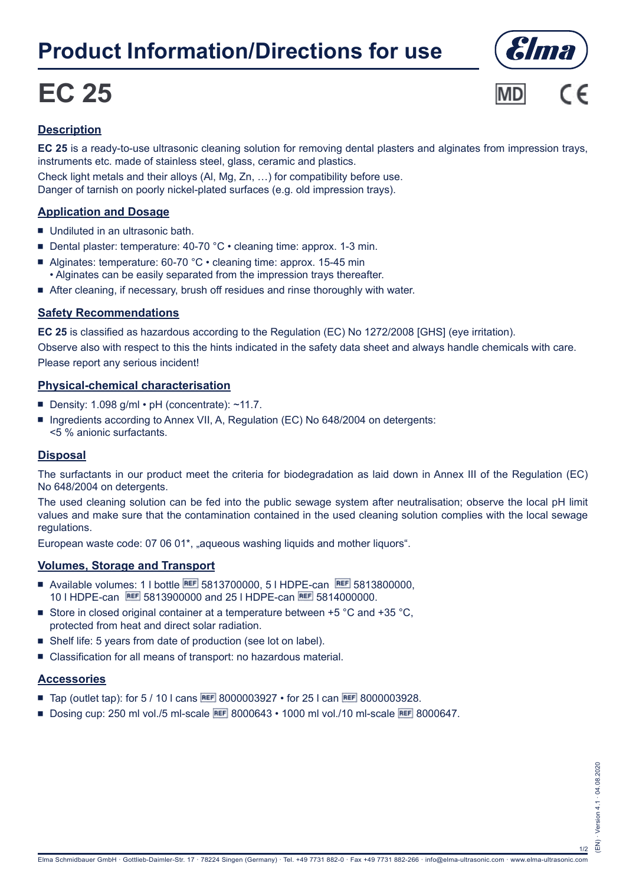# Product Information/Directions for use

# EC 25

## Description

**EC 25** is a ready-to-use ultrasonic cleaning solution for removing dental plasters and alginates from impression trays, instruments etc. made of stainless steel, glass, ceramic and plastics.

Check light metals and their alloys (Al, Mg, Zn, …) for compatibility before use.
Danger of tarnish on poorly nickel-plated surfaces (e.g. old impression trays).

## Application and Dosage

- Undiluted in an ultrasonic bath.
- Dental plaster: temperature: 40-70 °C • cleaning time: approx. 1-3 min.
- Alginates: temperature: 60-70 °C • cleaning time: approx. 15-45 min
  • Alginates can be easily separated from the impression trays thereafter.
- After cleaning, if necessary, brush off residues and rinse thoroughly with water.

## Safety Recommendations

**EC 25** is classified as hazardous according to the Regulation (EC) No 1272/2008 [GHS] (eye irritation).

Observe also with respect to this the hints indicated in the safety data sheet and always handle chemicals with care.

Please report any serious incident!

## Physical-chemical characterisation

- Density: 1.098 g/ml • pH (concentrate): ~11.7.
- Ingredients according to Annex VII, A, Regulation (EC) No 648/2004 on detergents:
  <5 % anionic surfactants.

## Disposal

The surfactants in our product meet the criteria for biodegradation as laid down in Annex III of the Regulation (EC) No 648/2004 on detergents.

The used cleaning solution can be fed into the public sewage system after neutralisation; observe the local pH limit values and make sure that the contamination contained in the used cleaning solution complies with the local sewage regulations.

European waste code: 07 06 01*, „aqueous washing liquids and mother liquors“.

## Volumes, Storage and Transport

- Available volumes: 1 l bottle REF 5813700000, 5 l HDPE-can REF 5813800000,
  10 l HDPE-can REF 5813900000 and 25 l HDPE-can REF 5814000000.
- Store in closed original container at a temperature between +5 °C and +35 °C,
  protected from heat and direct solar radiation.
- Shelf life: 5 years from date of production (see lot on label).
- Classification for all means of transport: no hazardous material.

## Accessories

- Tap (outlet tap): for 5 / 10 l cans REF 8000003927 • for 25 l can REF 8000003928.
- Dosing cup: 250 ml vol./5 ml-scale REF 8000643 • 1000 ml vol./10 ml-scale REF 8000647.

Elma Schmidbauer GmbH · Gottlieb-Daimler-Str. 17 · 78224 Singen (Germany) · Tel. +49 7731 882-0 · Fax +49 7731 882-266 · info@elma-ultrasonic.com · www.elma-ultrasonic.com

(EN) · Version 4.1 · 04.08.2020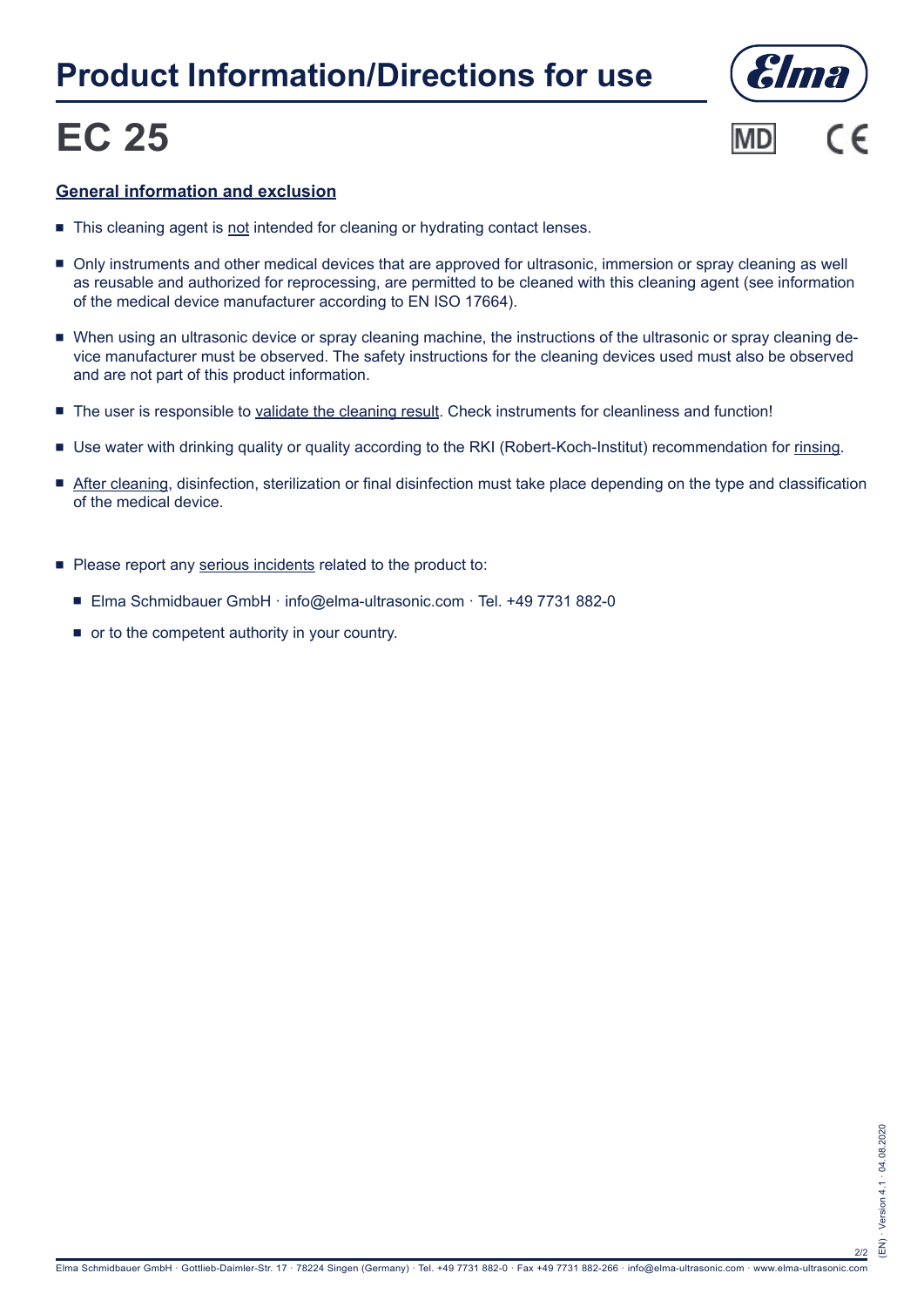# Product Information/Directions for use

# EC 25

## General information and exclusion

- This cleaning agent is not intended for cleaning or hydrating contact lenses.
- Only instruments and other medical devices that are approved for ultrasonic, immersion or spray cleaning as well as reusable and authorized for reprocessing, are permitted to be cleaned with this cleaning agent (see information of the medical device manufacturer according to EN ISO 17664).
- When using an ultrasonic device or spray cleaning machine, the instructions of the ultrasonic or spray cleaning device manufacturer must be observed. The safety instructions for the cleaning devices used must also be observed and are not part of this product information.
- The user is responsible to validate the cleaning result. Check instruments for cleanliness and function!
- Use water with drinking quality or quality according to the RKI (Robert-Koch-Institut) recommendation for rinsing.
- After cleaning, disinfection, sterilization or final disinfection must take place depending on the type and classification of the medical device.
- Please report any serious incidents related to the product to:
  - Elma Schmidbauer GmbH · info@elma-ultrasonic.com · Tel. +49 7731 882-0
  - or to the competent authority in your country.